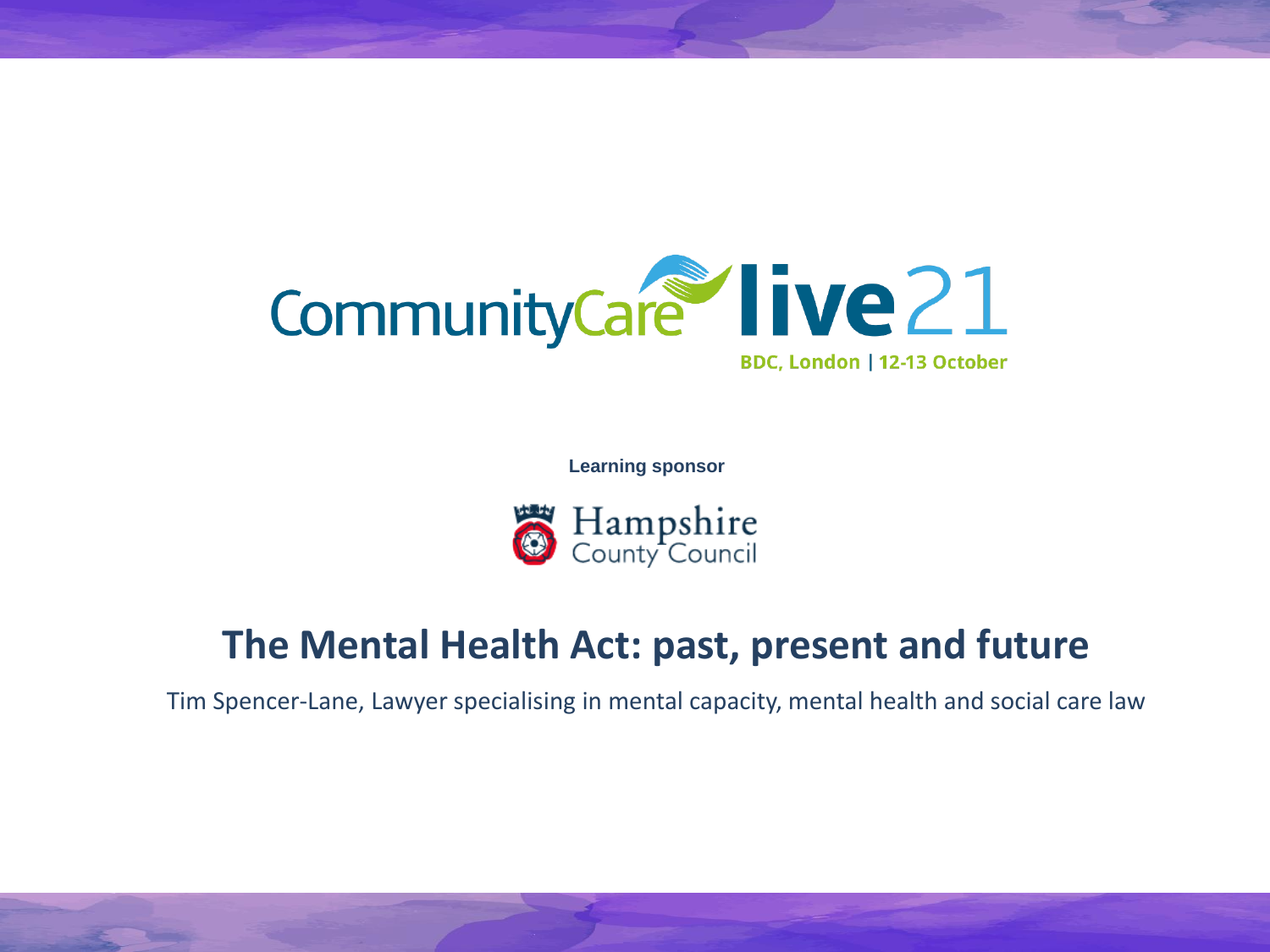CommunityCare live21

BDC, London | 12-13 October

**Learning sponsor**

Hampshire County Council

# The Mental Health Act: past, present and future

Tim Spencer-Lane, Lawyer specialising in mental capacity, mental health and social care law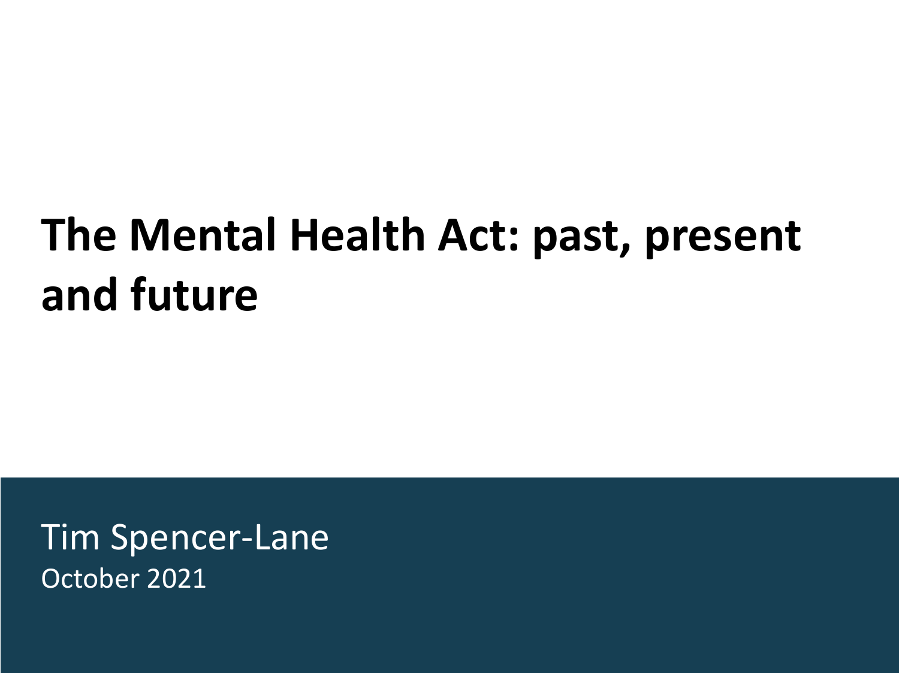# The Mental Health Act: past, present and future

Tim Spencer-Lane

October 2021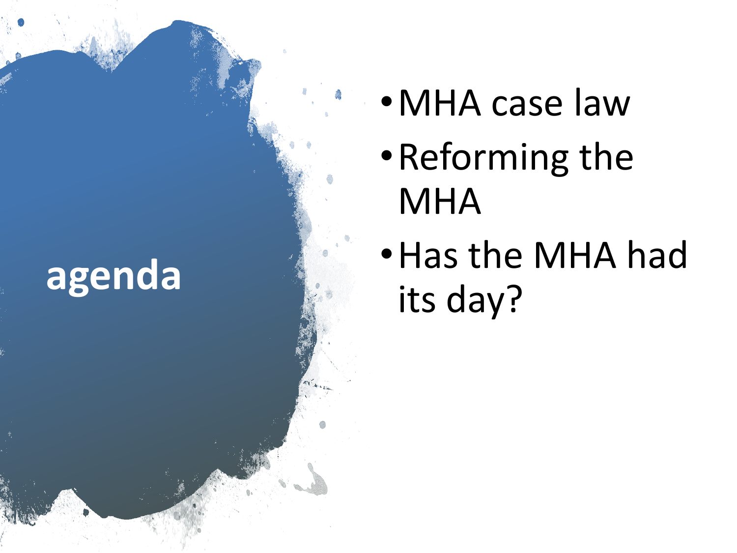# agenda

- MHA case law
- Reforming the MHA
- Has the MHA had its day?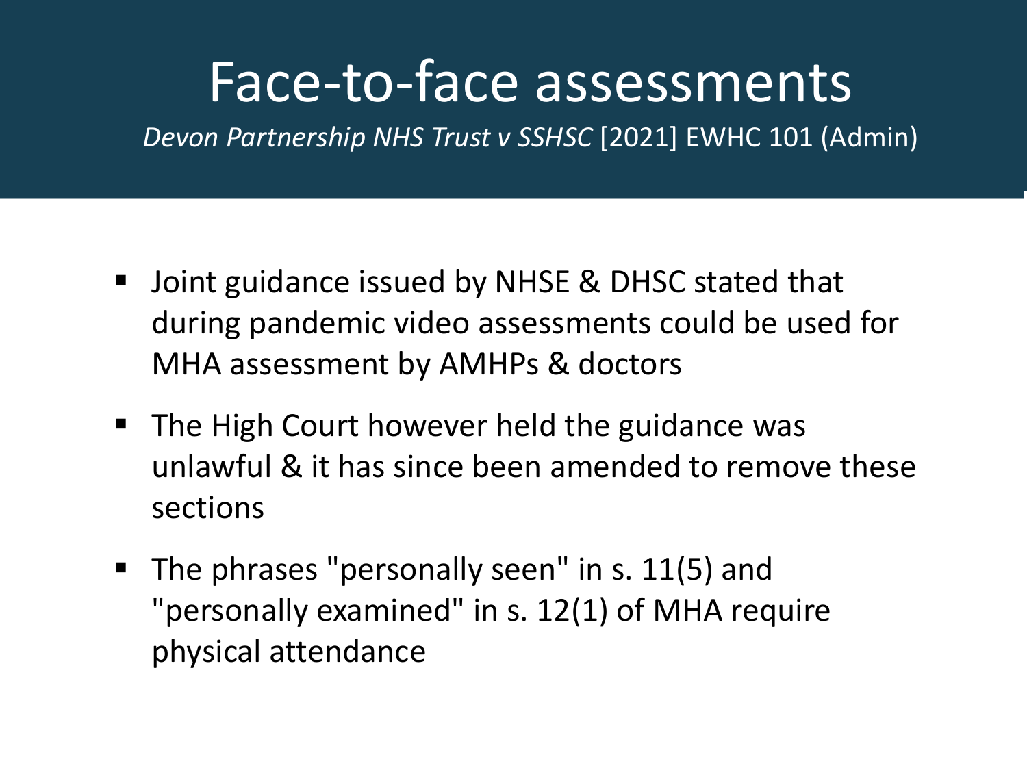# Face-to-face assessments

*Devon Partnership NHS Trust v SSHSC* [2021] EWHC 101 (Admin)

- Joint guidance issued by NHSE & DHSC stated that during pandemic video assessments could be used for MHA assessment by AMHPs & doctors
- The High Court however held the guidance was unlawful & it has since been amended to remove these sections
- The phrases "personally seen" in s. 11(5) and "personally examined" in s. 12(1) of MHA require physical attendance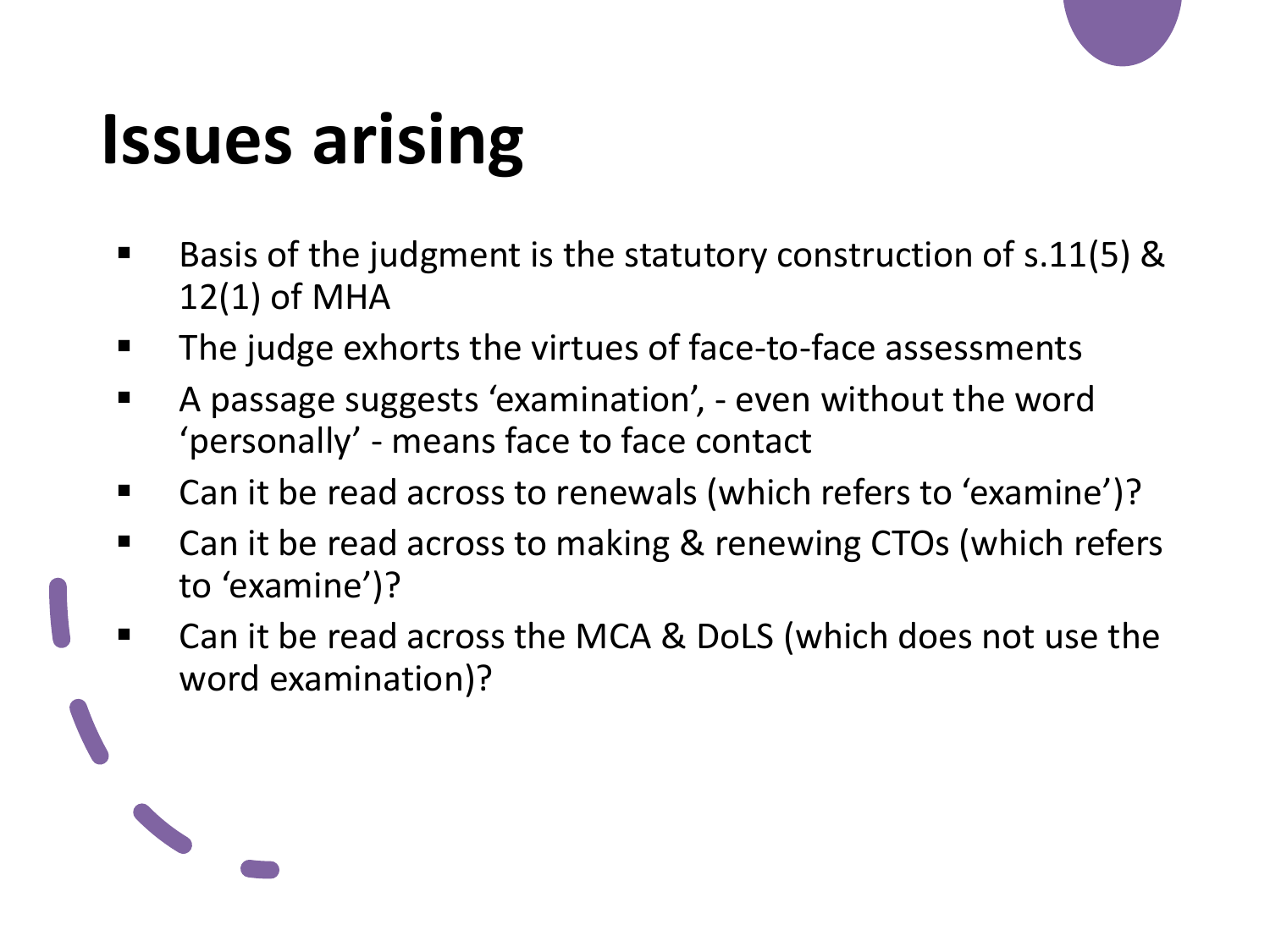# Issues arising

- Basis of the judgment is the statutory construction of s.11(5) & 12(1) of MHA
- The judge exhorts the virtues of face-to-face assessments
- A passage suggests 'examination', - even without the word 'personally' - means face to face contact
- Can it be read across to renewals (which refers to 'examine')?
- Can it be read across to making & renewing CTOs (which refers to 'examine')?
- Can it be read across the MCA & DoLS (which does not use the word examination)?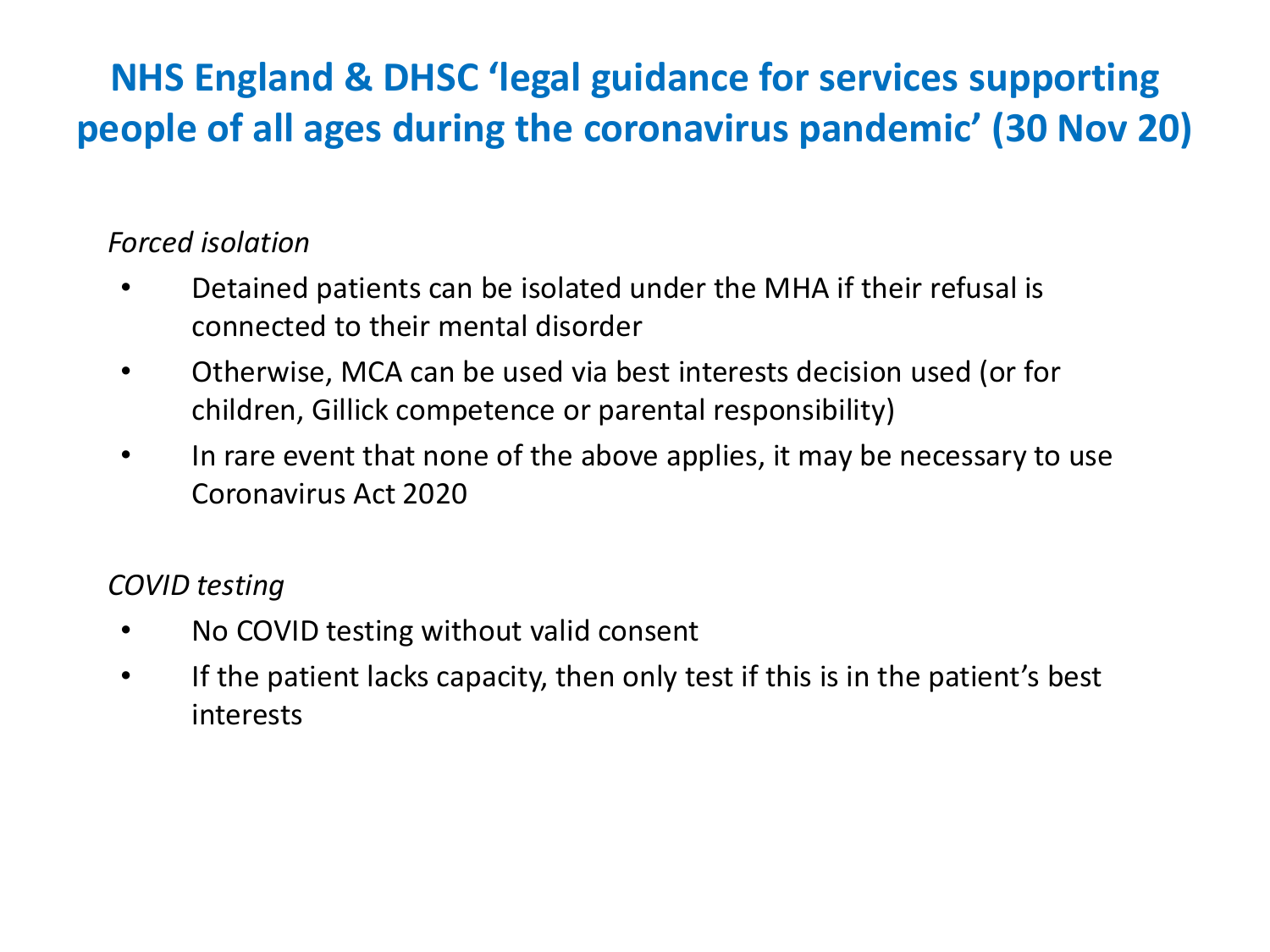# NHS England & DHSC 'legal guidance for services supporting people of all ages during the coronavirus pandemic' (30 Nov 20)

*Forced isolation*

- Detained patients can be isolated under the MHA if their refusal is connected to their mental disorder
- Otherwise, MCA can be used via best interests decision used (or for children, Gillick competence or parental responsibility)
- In rare event that none of the above applies, it may be necessary to use Coronavirus Act 2020

*COVID testing*

- No COVID testing without valid consent
- If the patient lacks capacity, then only test if this is in the patient's best interests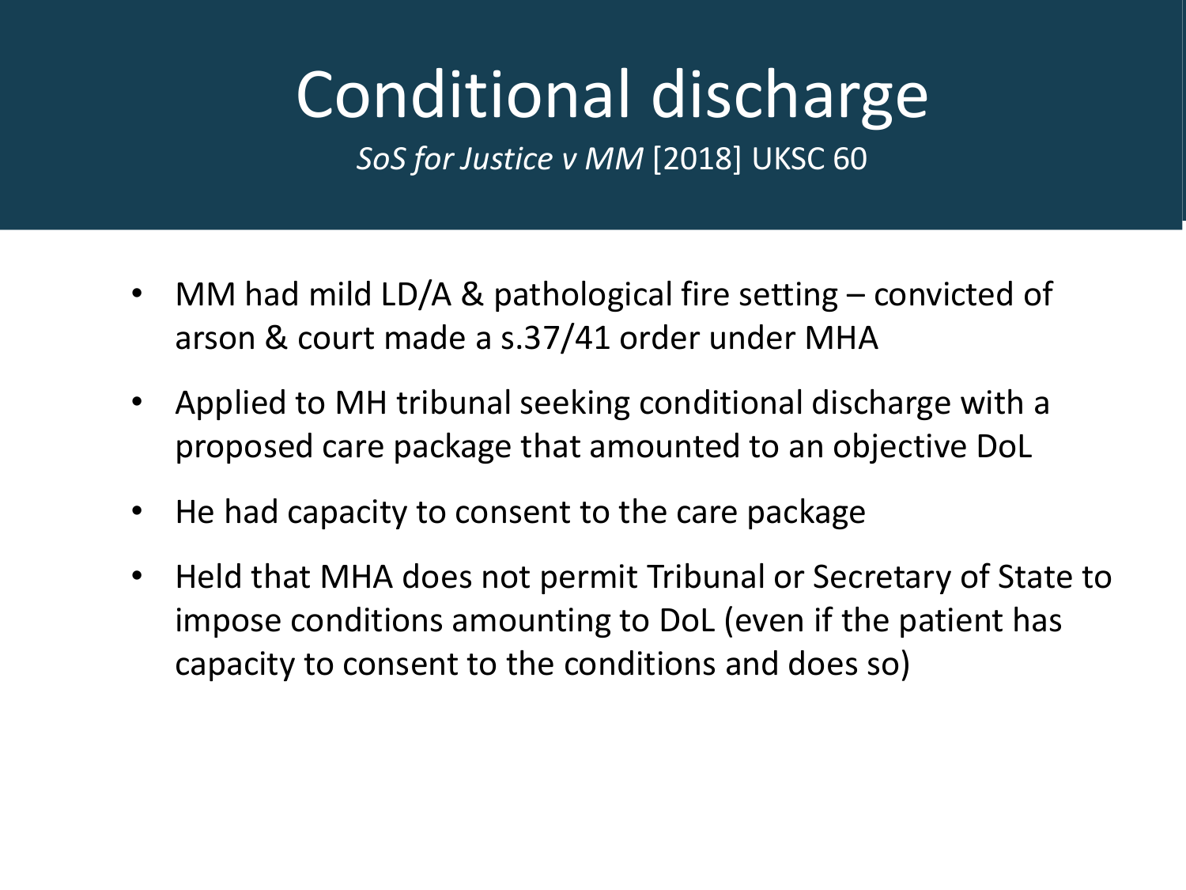# Conditional discharge

*SoS for Justice v MM* [2018] UKSC 60

- MM had mild LD/A & pathological fire setting – convicted of arson & court made a s.37/41 order under MHA
- Applied to MH tribunal seeking conditional discharge with a proposed care package that amounted to an objective DoL
- He had capacity to consent to the care package
- Held that MHA does not permit Tribunal or Secretary of State to impose conditions amounting to DoL (even if the patient has capacity to consent to the conditions and does so)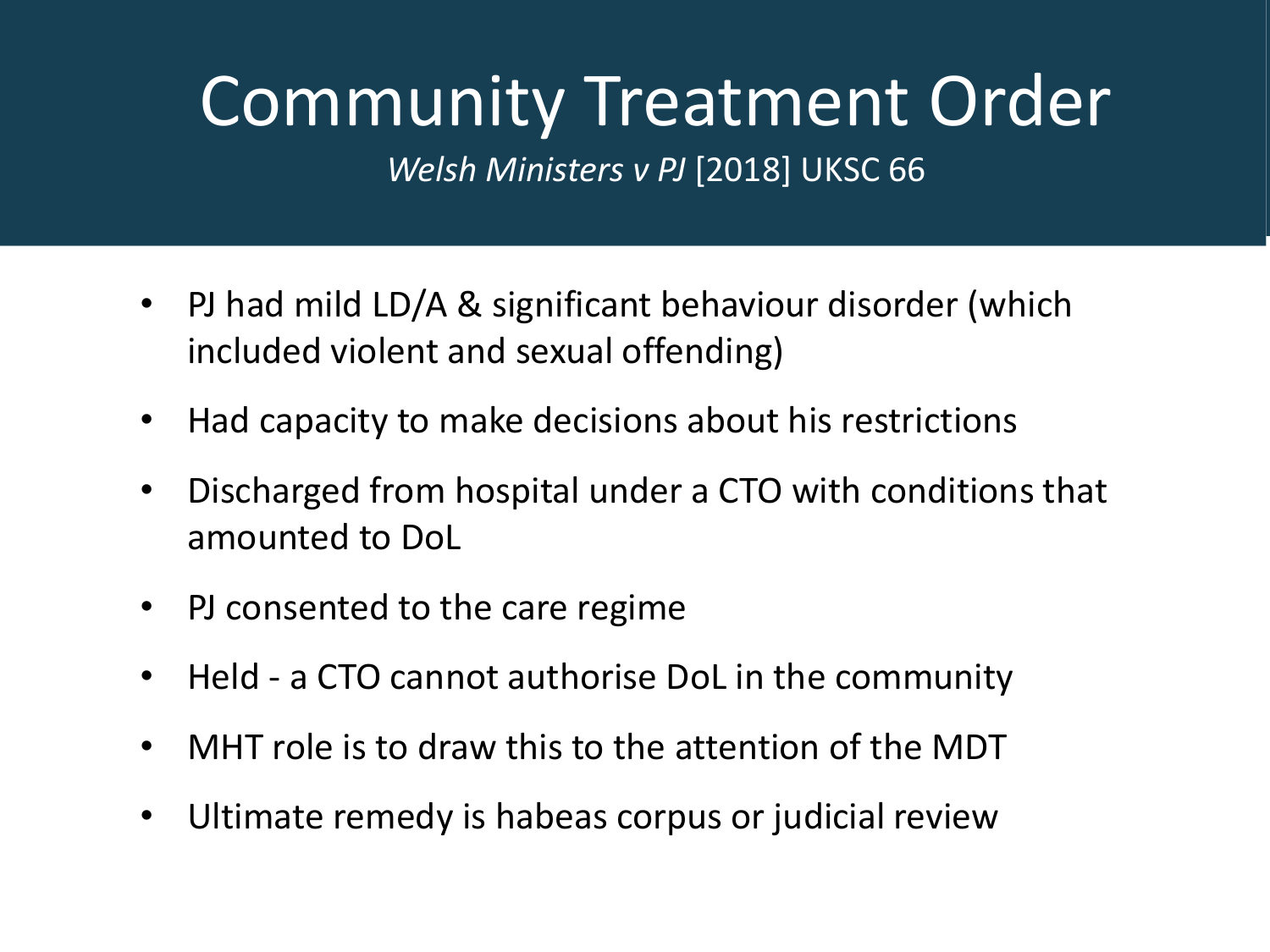# Community Treatment Order

*Welsh Ministers v PJ* [2018] UKSC 66

- PJ had mild LD/A & significant behaviour disorder (which included violent and sexual offending)
- Had capacity to make decisions about his restrictions
- Discharged from hospital under a CTO with conditions that amounted to DoL
- PJ consented to the care regime
- Held - a CTO cannot authorise DoL in the community
- MHT role is to draw this to the attention of the MDT
- Ultimate remedy is habeas corpus or judicial review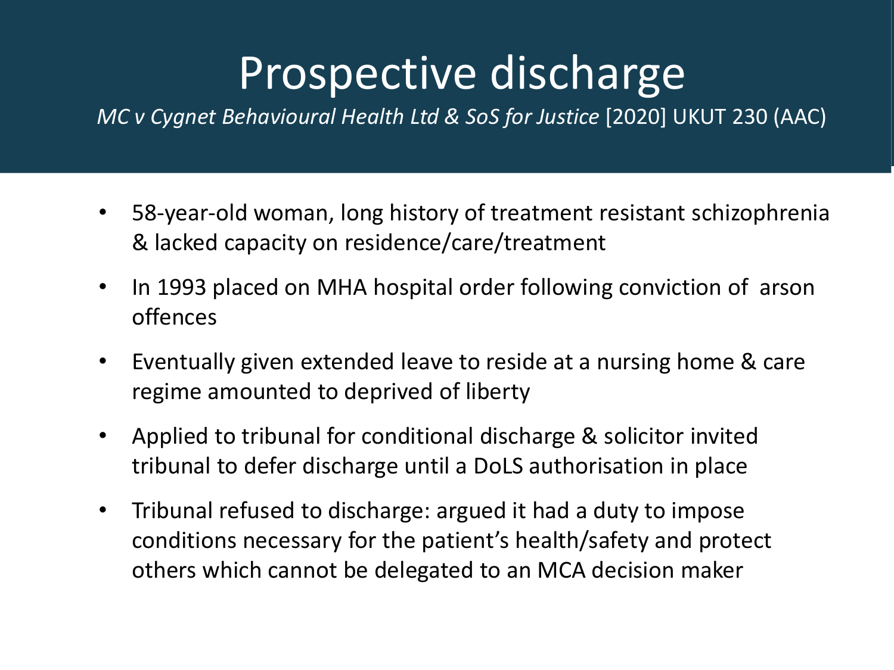# Prospective discharge

*MC v Cygnet Behavioural Health Ltd & SoS for Justice* [2020] UKUT 230 (AAC)

- 58-year-old woman, long history of treatment resistant schizophrenia & lacked capacity on residence/care/treatment
- In 1993 placed on MHA hospital order following conviction of arson offences
- Eventually given extended leave to reside at a nursing home & care regime amounted to deprived of liberty
- Applied to tribunal for conditional discharge & solicitor invited tribunal to defer discharge until a DoLS authorisation in place
- Tribunal refused to discharge: argued it had a duty to impose conditions necessary for the patient's health/safety and protect others which cannot be delegated to an MCA decision maker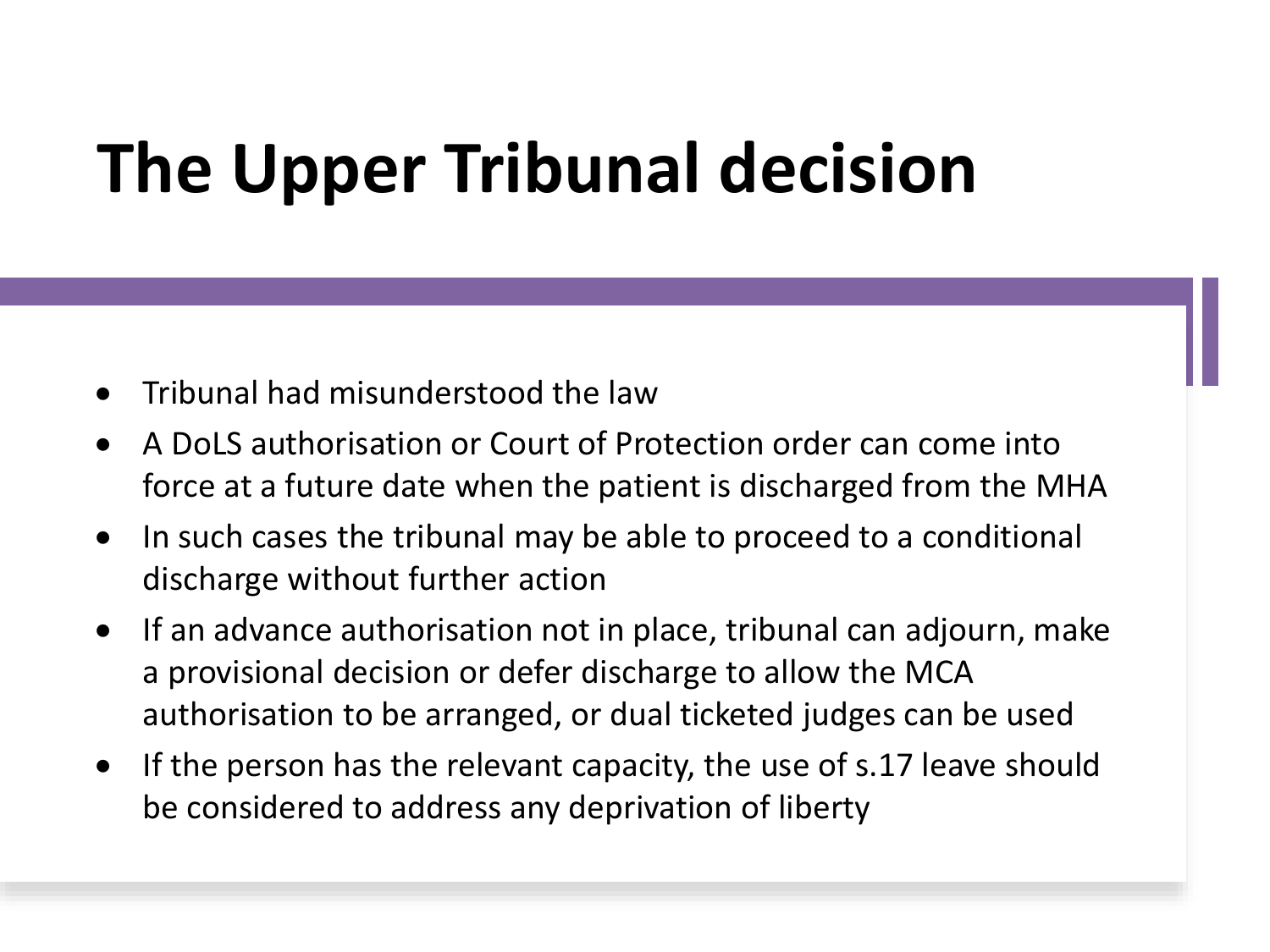# The Upper Tribunal decision

- Tribunal had misunderstood the law
- A DoLS authorisation or Court of Protection order can come into force at a future date when the patient is discharged from the MHA
- In such cases the tribunal may be able to proceed to a conditional discharge without further action
- If an advance authorisation not in place, tribunal can adjourn, make a provisional decision or defer discharge to allow the MCA authorisation to be arranged, or dual ticketed judges can be used
- If the person has the relevant capacity, the use of s.17 leave should be considered to address any deprivation of liberty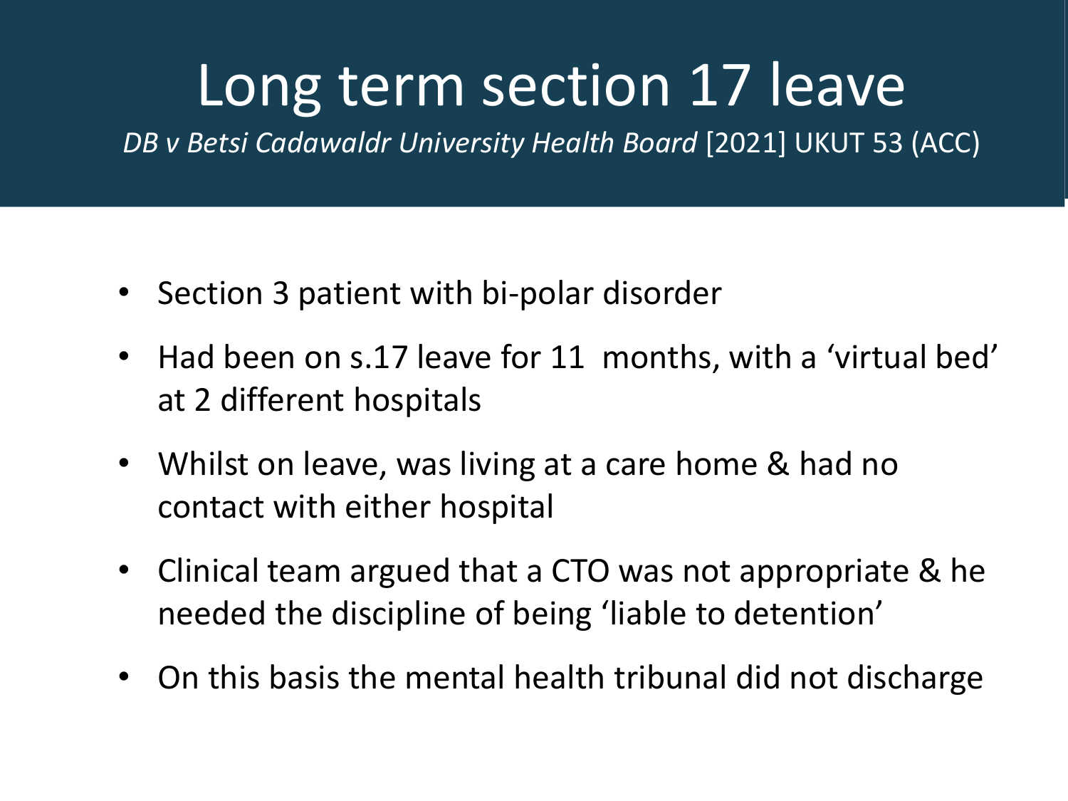# Long term section 17 leave

*DB v Betsi Cadawaldr University Health Board* [2021] UKUT 53 (ACC)

- Section 3 patient with bi-polar disorder
- Had been on s.17 leave for 11 months, with a 'virtual bed' at 2 different hospitals
- Whilst on leave, was living at a care home & had no contact with either hospital
- Clinical team argued that a CTO was not appropriate & he needed the discipline of being 'liable to detention'
- On this basis the mental health tribunal did not discharge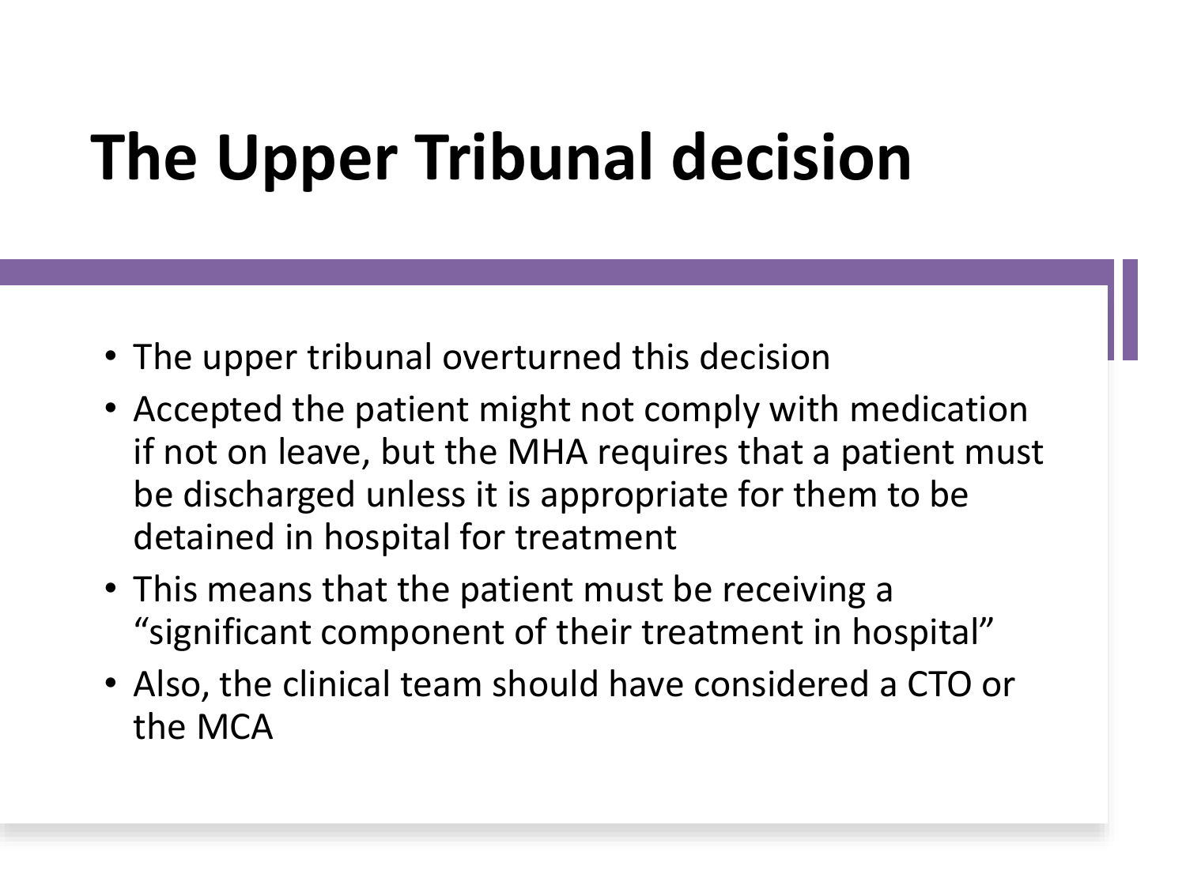# The Upper Tribunal decision

- The upper tribunal overturned this decision
- Accepted the patient might not comply with medication if not on leave, but the MHA requires that a patient must be discharged unless it is appropriate for them to be detained in hospital for treatment
- This means that the patient must be receiving a "significant component of their treatment in hospital"
- Also, the clinical team should have considered a CTO or the MCA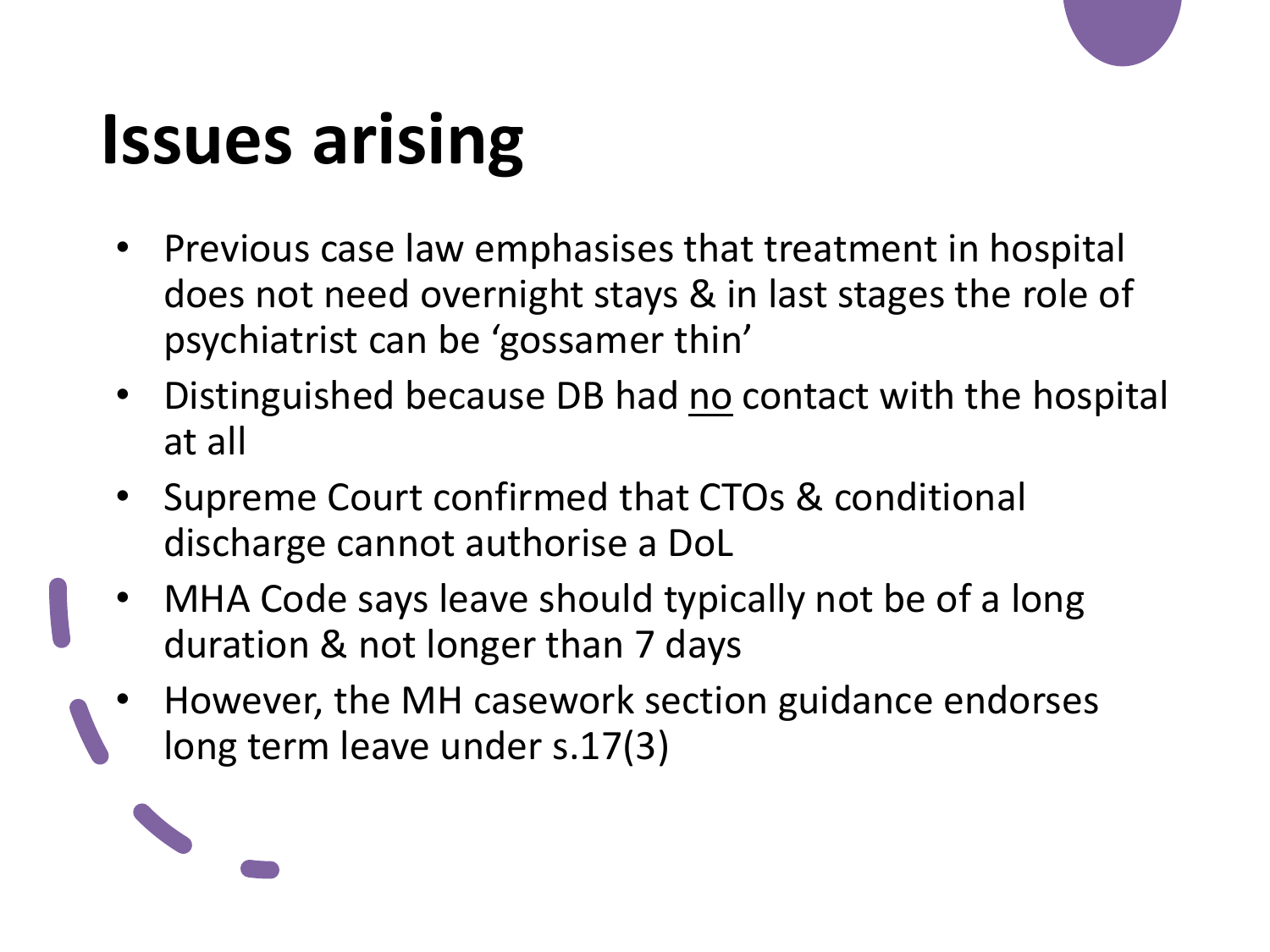# Issues arising

- Previous case law emphasises that treatment in hospital does not need overnight stays & in last stages the role of psychiatrist can be ‘gossamer thin’
- Distinguished because DB had <u>no</u> contact with the hospital at all
- Supreme Court confirmed that CTOs & conditional discharge cannot authorise a DoL
- MHA Code says leave should typically not be of a long duration & not longer than 7 days
- However, the MH casework section guidance endorses long term leave under s.17(3)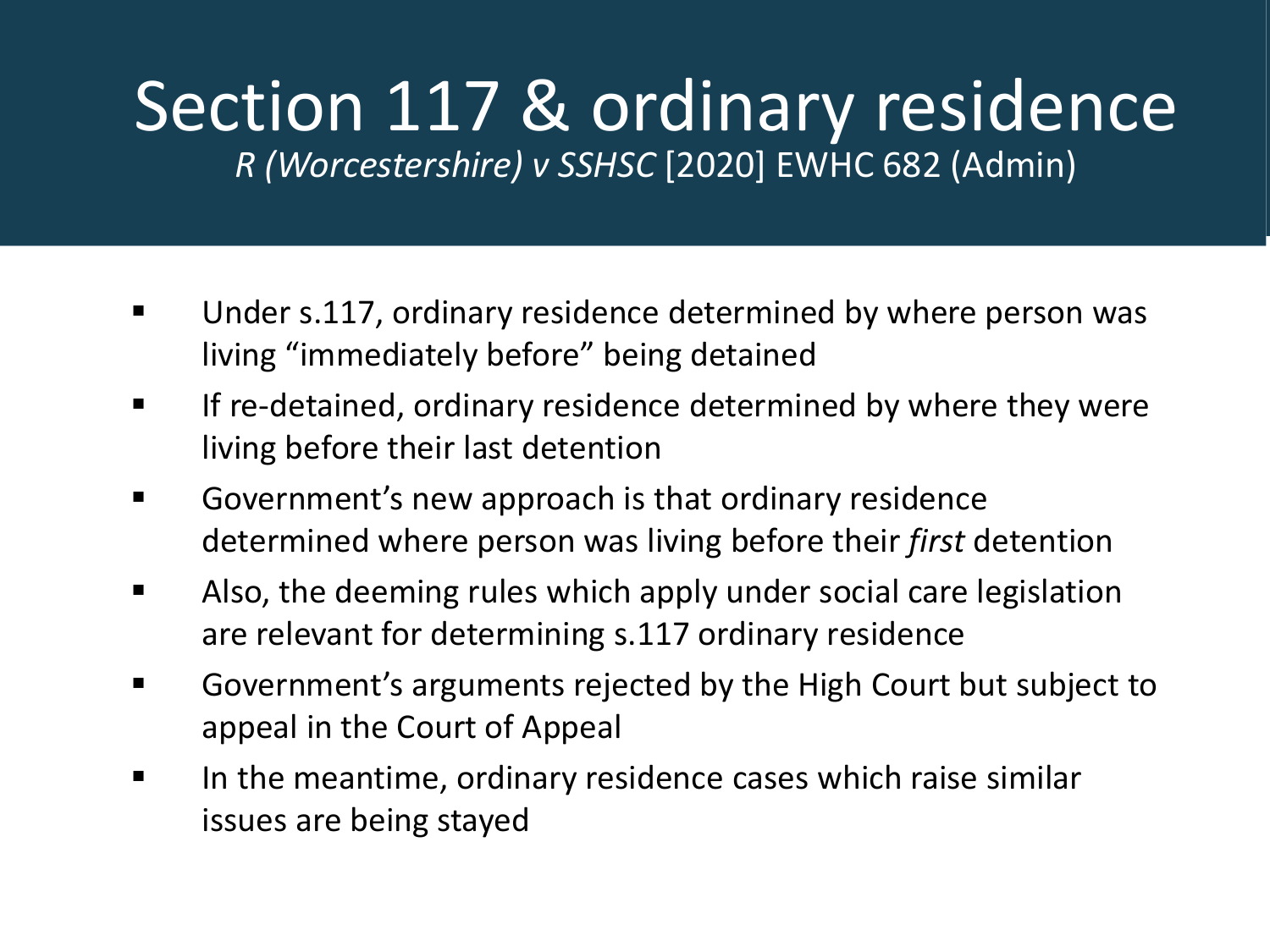# Section 117 & ordinary residence

*R (Worcestershire) v SSHSC* [2020] EWHC 682 (Admin)

- Under s.117, ordinary residence determined by where person was living “immediately before” being detained
- If re-detained, ordinary residence determined by where they were living before their last detention
- Government’s new approach is that ordinary residence determined where person was living before their *first* detention
- Also, the deeming rules which apply under social care legislation are relevant for determining s.117 ordinary residence
- Government’s arguments rejected by the High Court but subject to appeal in the Court of Appeal
- In the meantime, ordinary residence cases which raise similar issues are being stayed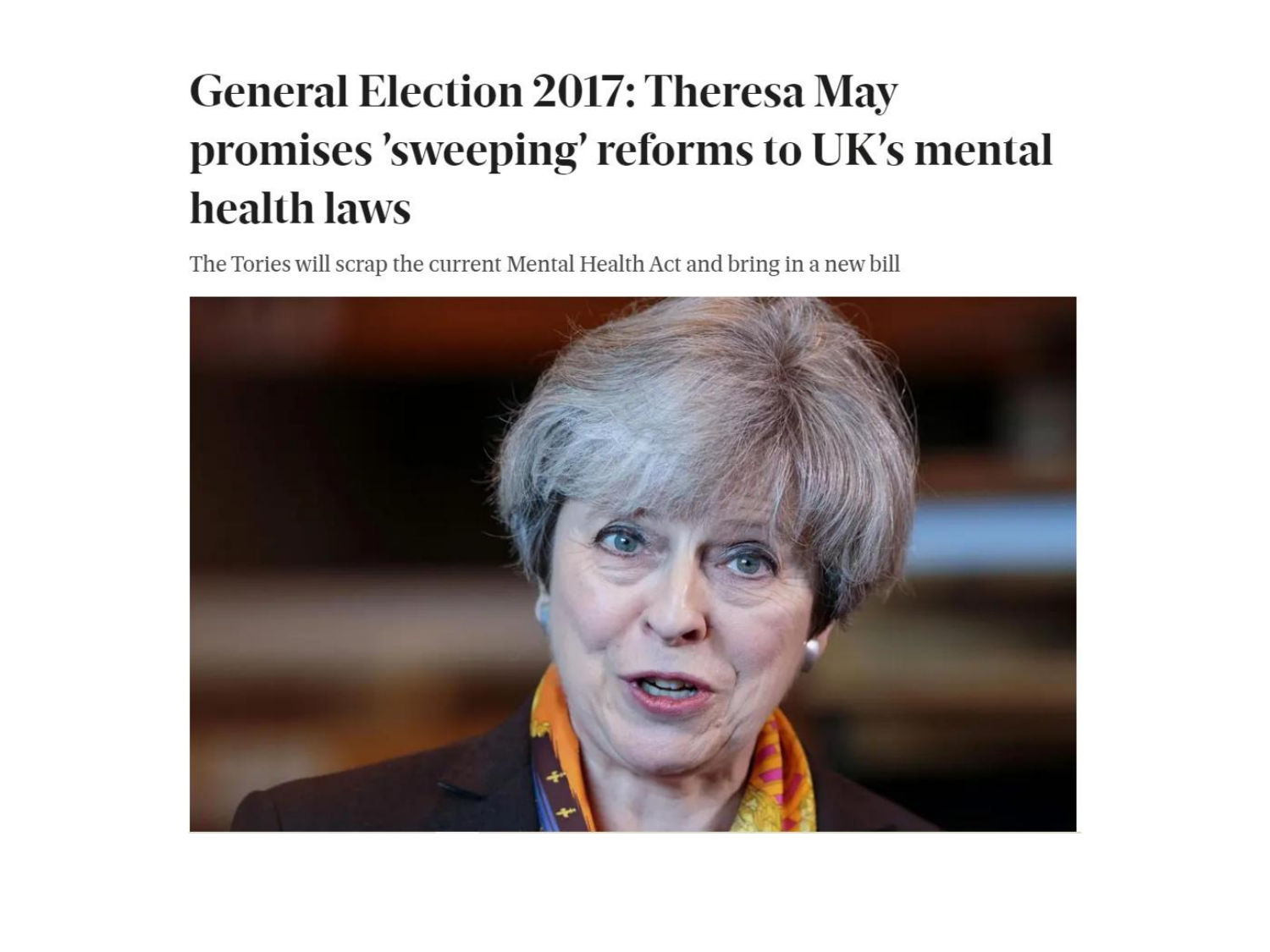# General Election 2017: Theresa May promises 'sweeping' reforms to UK's mental health laws

The Tories will scrap the current Mental Health Act and bring in a new bill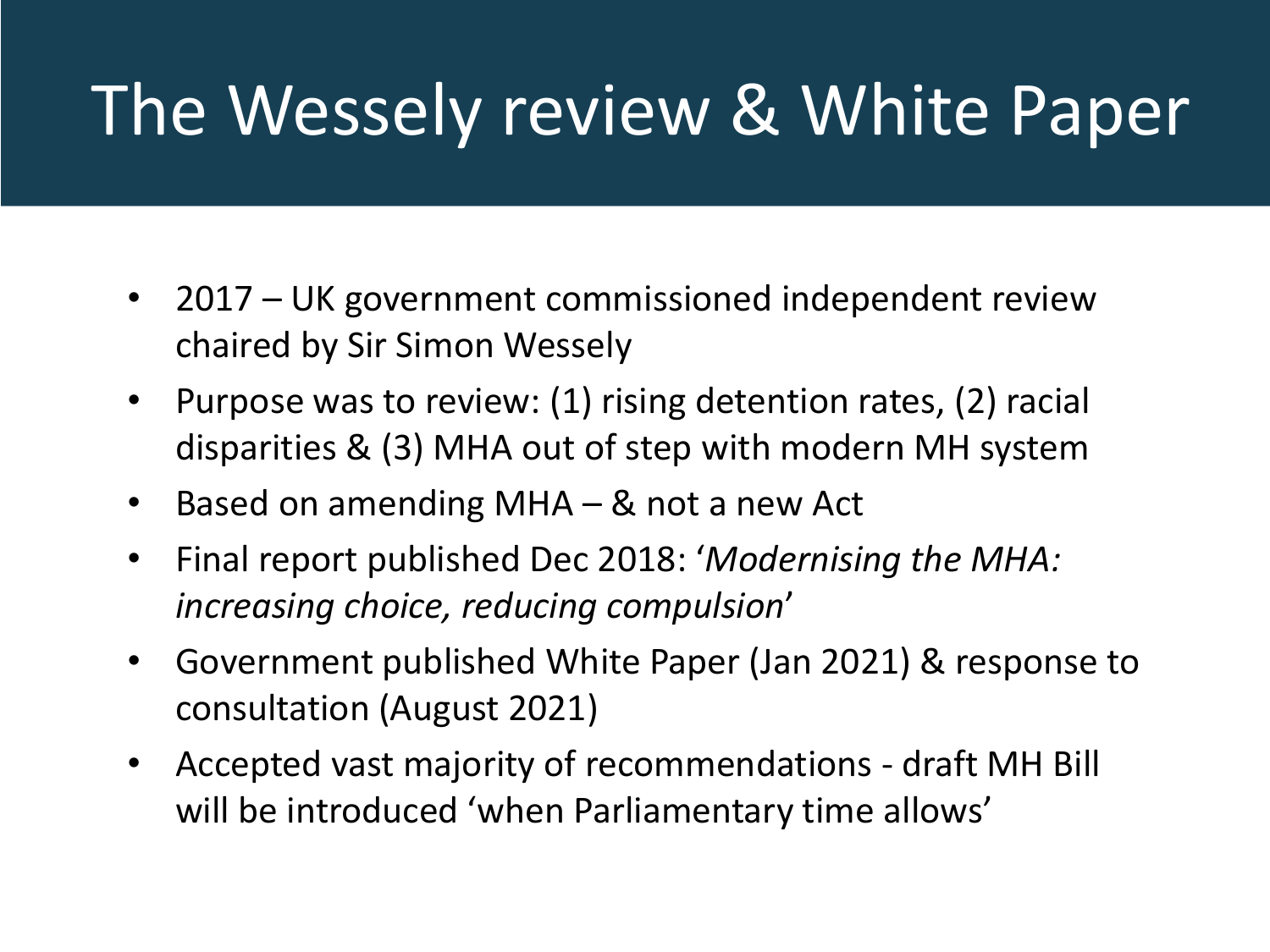# The Wessely review & White Paper

- 2017 – UK government commissioned independent review chaired by Sir Simon Wessely
- Purpose was to review: (1) rising detention rates, (2) racial disparities & (3) MHA out of step with modern MH system
- Based on amending MHA – & not a new Act
- Final report published Dec 2018: '*Modernising the MHA: increasing choice, reducing compulsion*'
- Government published White Paper (Jan 2021) & response to consultation (August 2021)
- Accepted vast majority of recommendations - draft MH Bill will be introduced 'when Parliamentary time allows'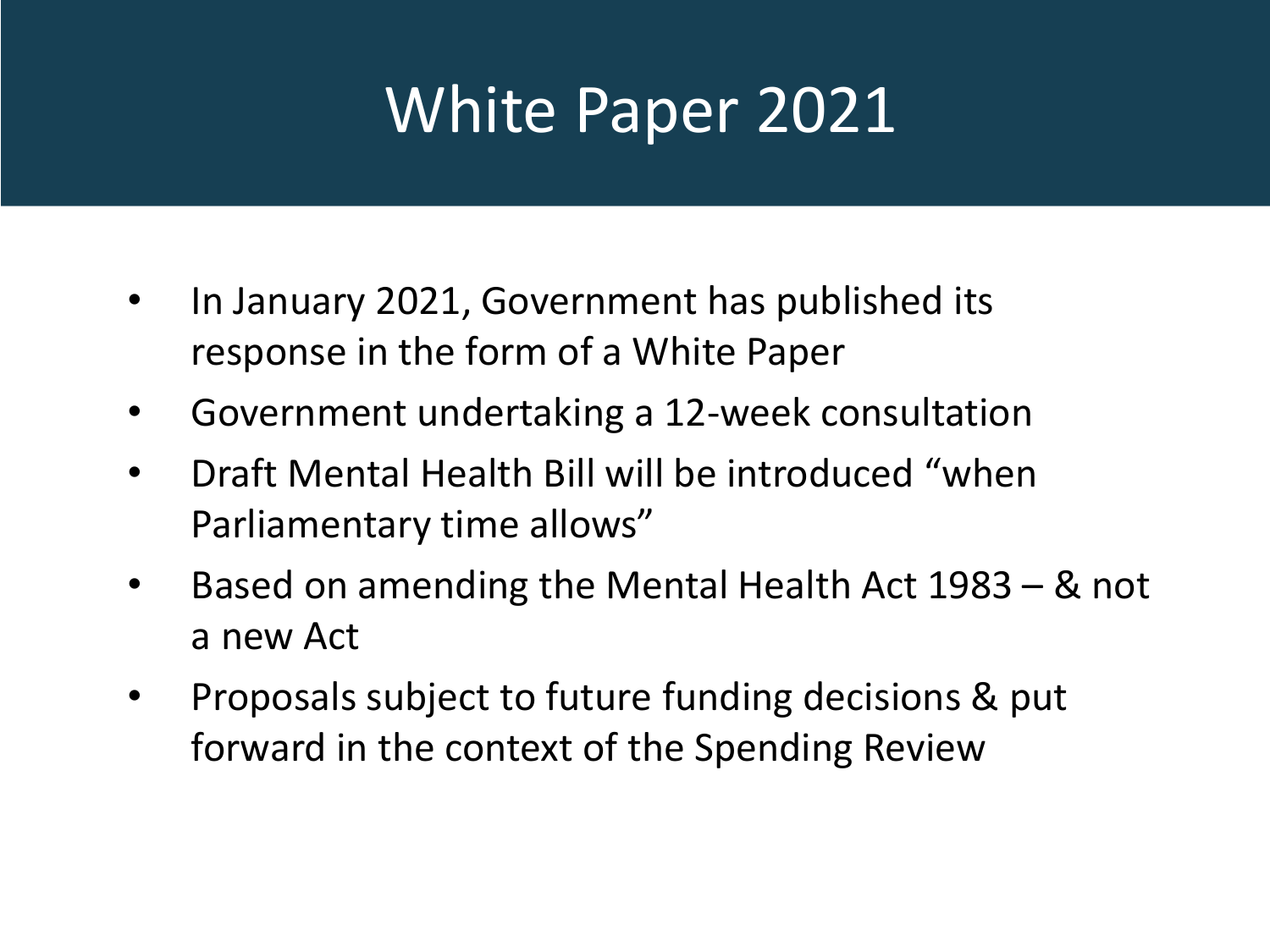# White Paper 2021

- In January 2021, Government has published its response in the form of a White Paper
- Government undertaking a 12-week consultation
- Draft Mental Health Bill will be introduced “when Parliamentary time allows”
- Based on amending the Mental Health Act 1983 – & not a new Act
- Proposals subject to future funding decisions & put forward in the context of the Spending Review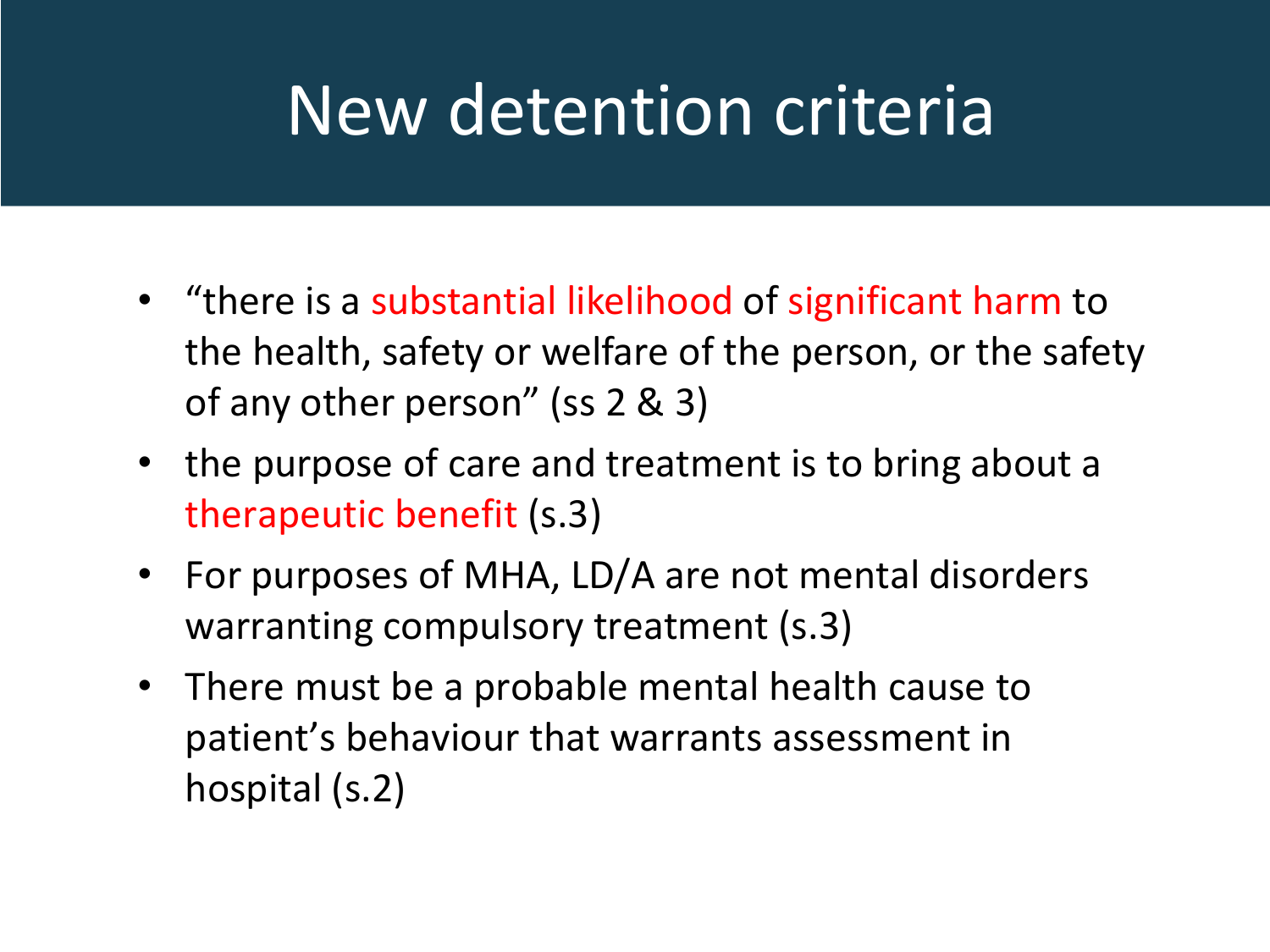# New detention criteria

- "there is a substantial likelihood of significant harm to the health, safety or welfare of the person, or the safety of any other person" (ss 2 & 3)
- the purpose of care and treatment is to bring about a therapeutic benefit (s.3)
- For purposes of MHA, LD/A are not mental disorders warranting compulsory treatment (s.3)
- There must be a probable mental health cause to patient's behaviour that warrants assessment in hospital (s.2)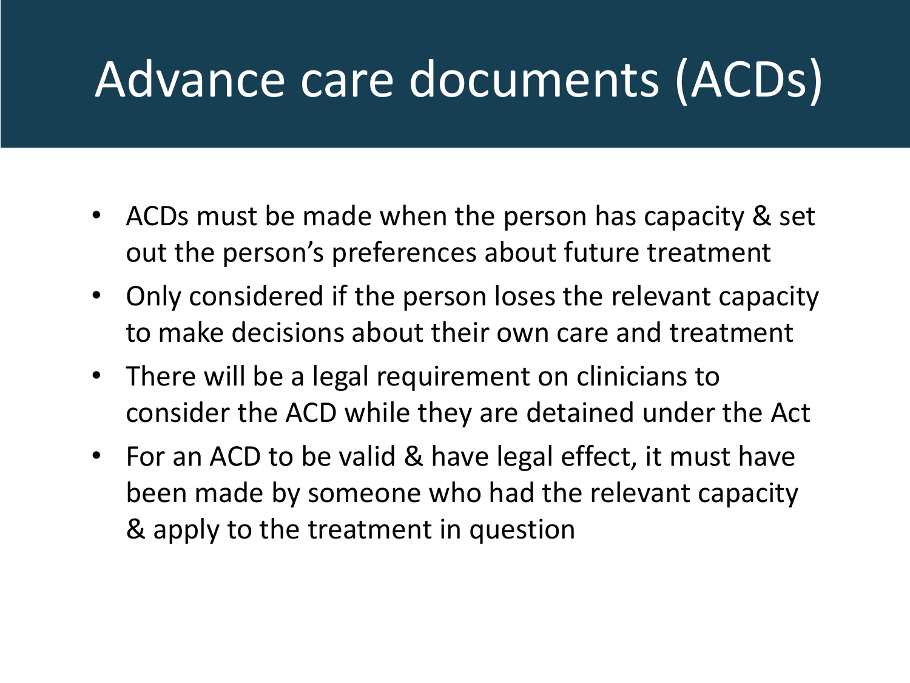# Advance care documents (ACDs)

- ACDs must be made when the person has capacity & set out the person's preferences about future treatment
- Only considered if the person loses the relevant capacity to make decisions about their own care and treatment
- There will be a legal requirement on clinicians to consider the ACD while they are detained under the Act
- For an ACD to be valid & have legal effect, it must have been made by someone who had the relevant capacity & apply to the treatment in question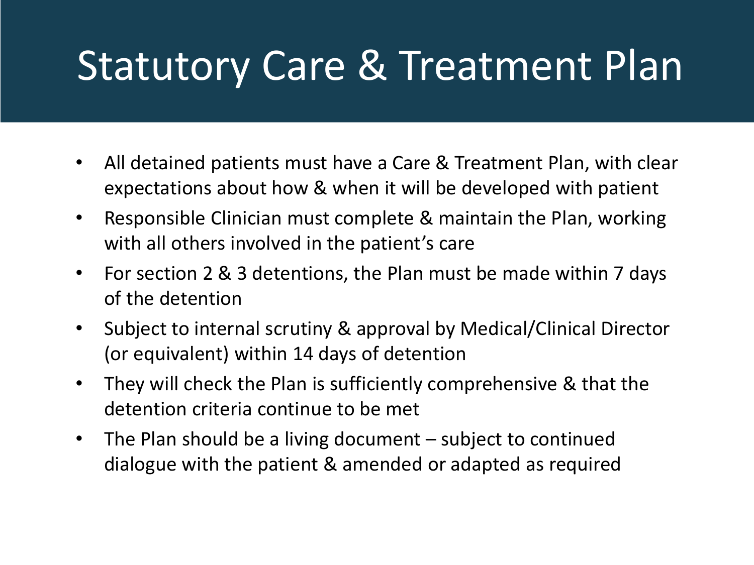# Statutory Care & Treatment Plan

- All detained patients must have a Care & Treatment Plan, with clear expectations about how & when it will be developed with patient
- Responsible Clinician must complete & maintain the Plan, working with all others involved in the patient's care
- For section 2 & 3 detentions, the Plan must be made within 7 days of the detention
- Subject to internal scrutiny & approval by Medical/Clinical Director (or equivalent) within 14 days of detention
- They will check the Plan is sufficiently comprehensive & that the detention criteria continue to be met
- The Plan should be a living document – subject to continued dialogue with the patient & amended or adapted as required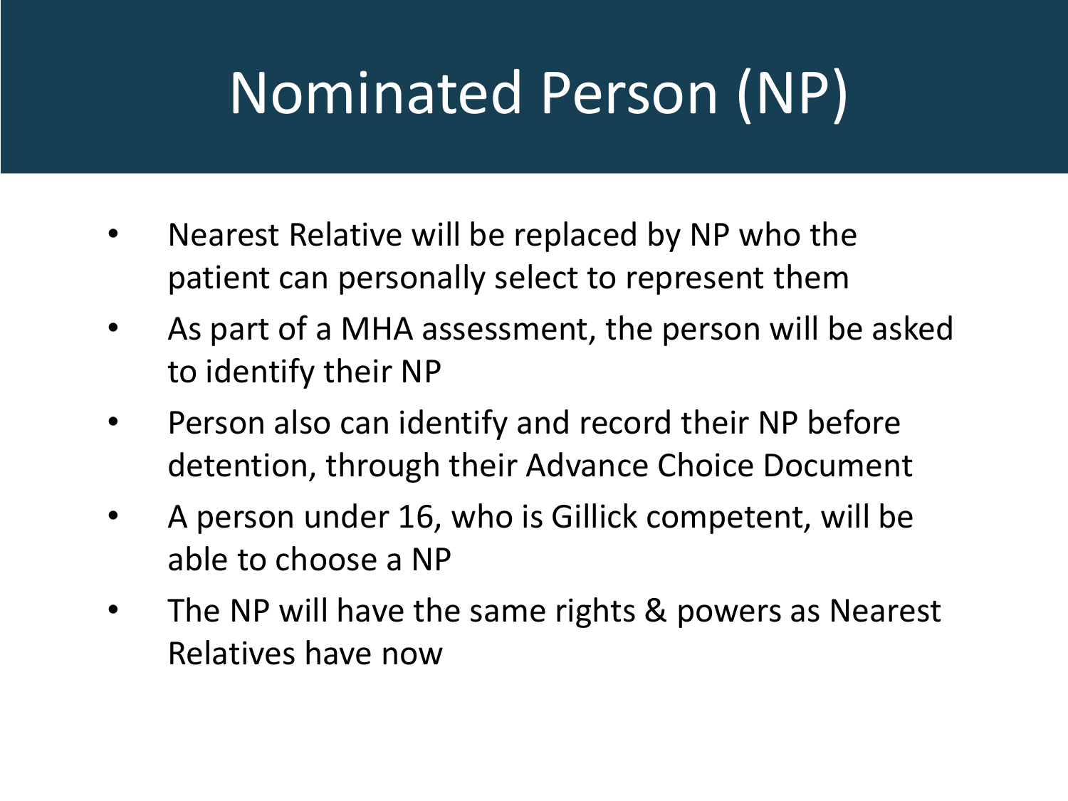# Nominated Person (NP)

- Nearest Relative will be replaced by NP who the patient can personally select to represent them
- As part of a MHA assessment, the person will be asked to identify their NP
- Person also can identify and record their NP before detention, through their Advance Choice Document
- A person under 16, who is Gillick competent, will be able to choose a NP
- The NP will have the same rights & powers as Nearest Relatives have now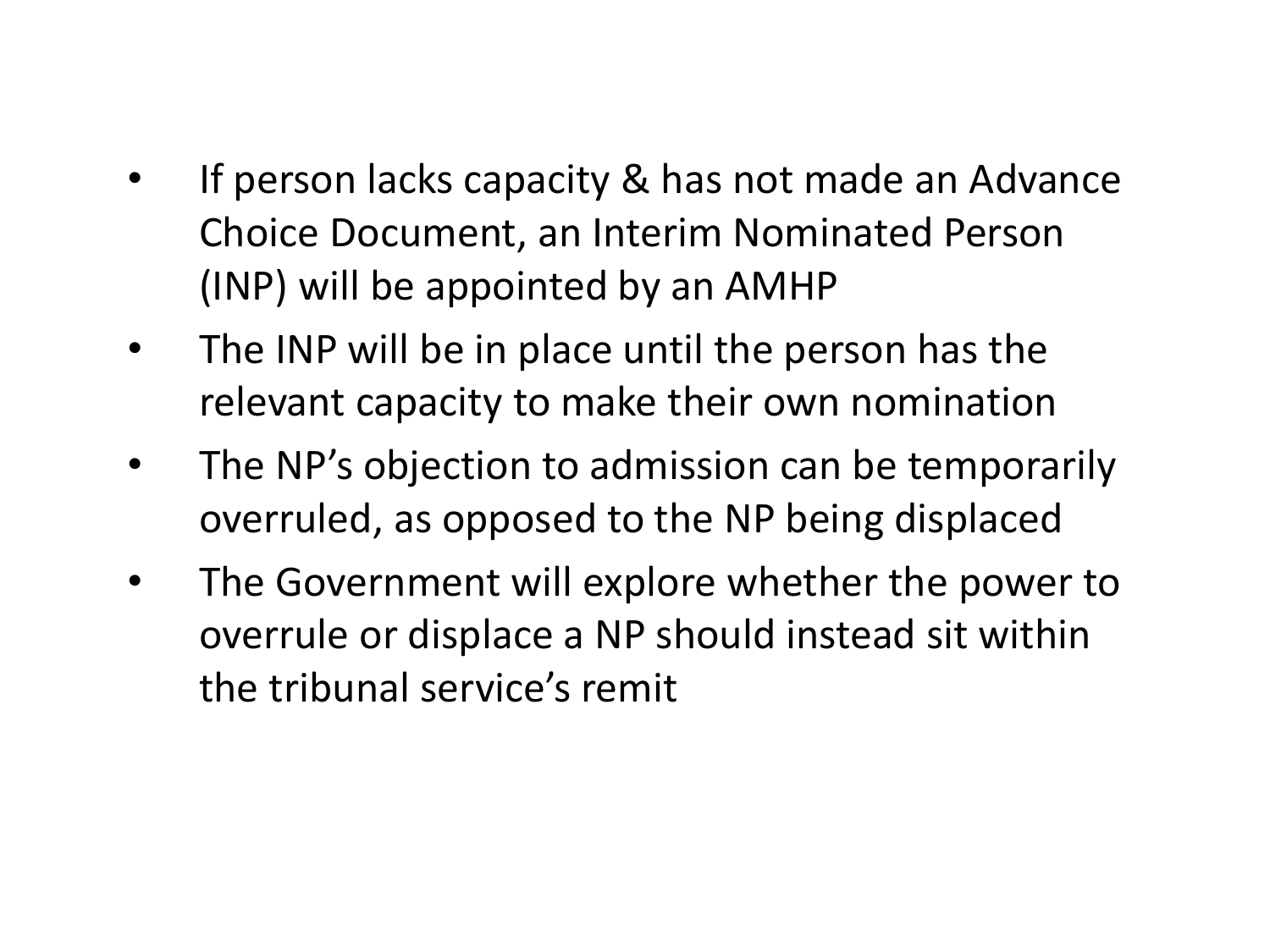- If person lacks capacity & has not made an Advance Choice Document, an Interim Nominated Person (INP) will be appointed by an AMHP
- The INP will be in place until the person has the relevant capacity to make their own nomination
- The NP's objection to admission can be temporarily overruled, as opposed to the NP being displaced
- The Government will explore whether the power to overrule or displace a NP should instead sit within the tribunal service's remit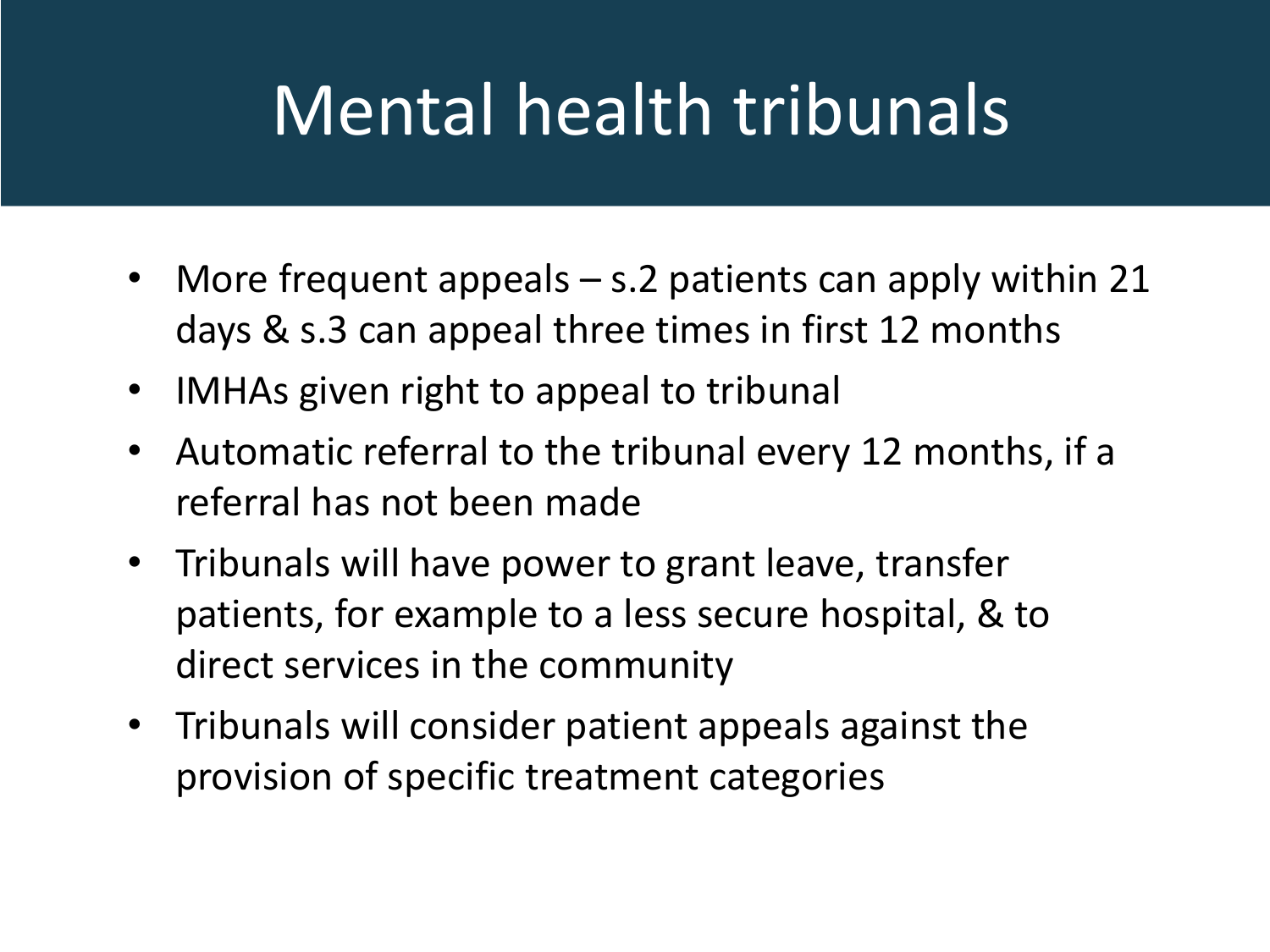# Mental health tribunals

- More frequent appeals – s.2 patients can apply within 21 days & s.3 can appeal three times in first 12 months
- IMHAs given right to appeal to tribunal
- Automatic referral to the tribunal every 12 months, if a referral has not been made
- Tribunals will have power to grant leave, transfer patients, for example to a less secure hospital, & to direct services in the community
- Tribunals will consider patient appeals against the provision of specific treatment categories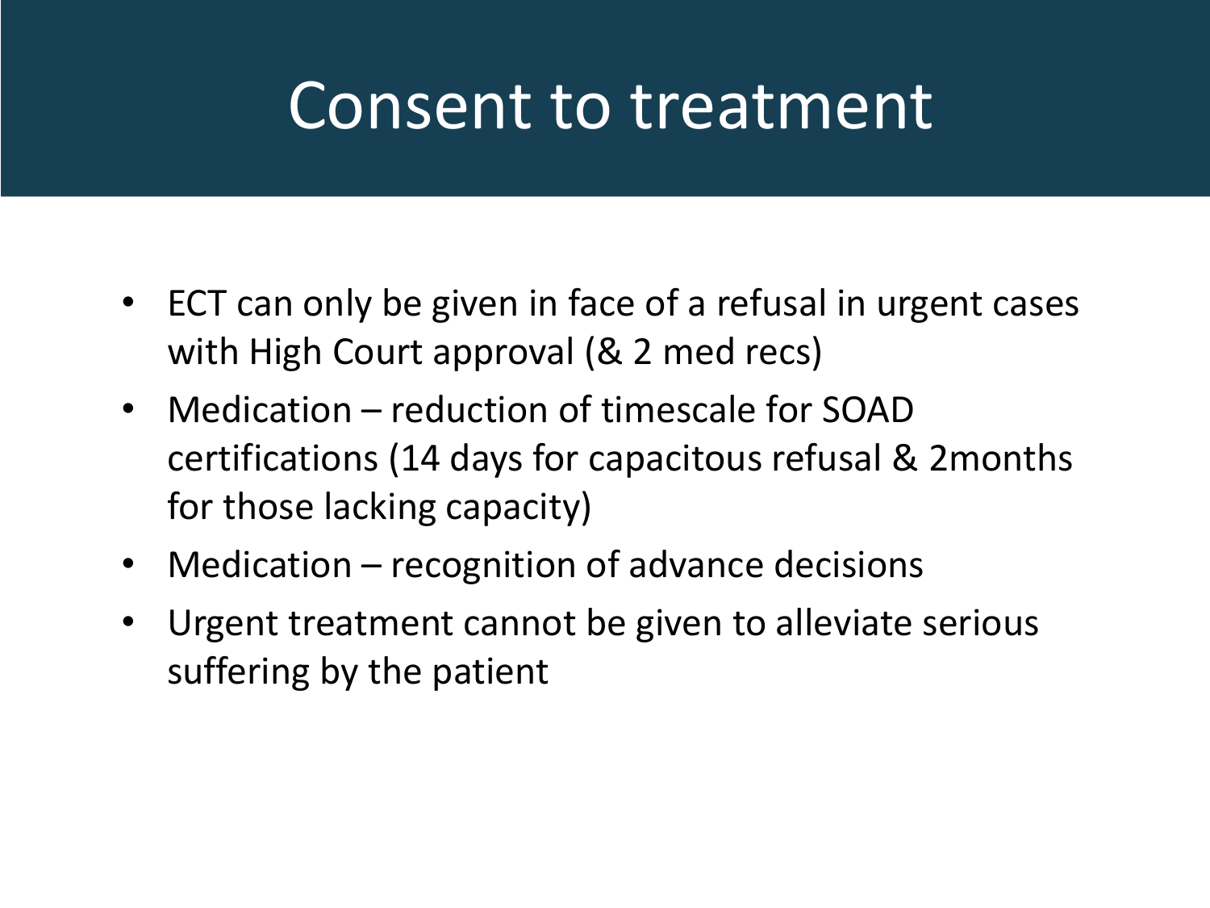# Consent to treatment

- ECT can only be given in face of a refusal in urgent cases with High Court approval (& 2 med recs)
- Medication – reduction of timescale for SOAD certifications (14 days for capacitous refusal & 2months for those lacking capacity)
- Medication – recognition of advance decisions
- Urgent treatment cannot be given to alleviate serious suffering by the patient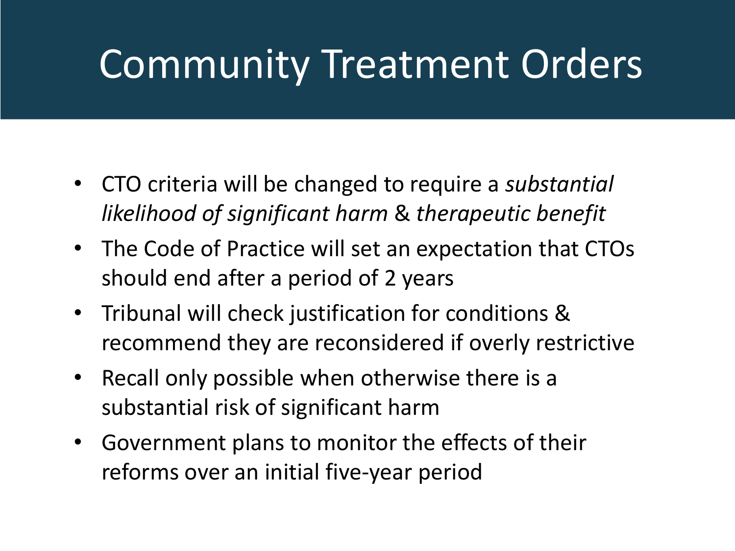# Community Treatment Orders

- CTO criteria will be changed to require a *substantial likelihood of significant harm* & *therapeutic benefit*
- The Code of Practice will set an expectation that CTOs should end after a period of 2 years
- Tribunal will check justification for conditions & recommend they are reconsidered if overly restrictive
- Recall only possible when otherwise there is a substantial risk of significant harm
- Government plans to monitor the effects of their reforms over an initial five-year period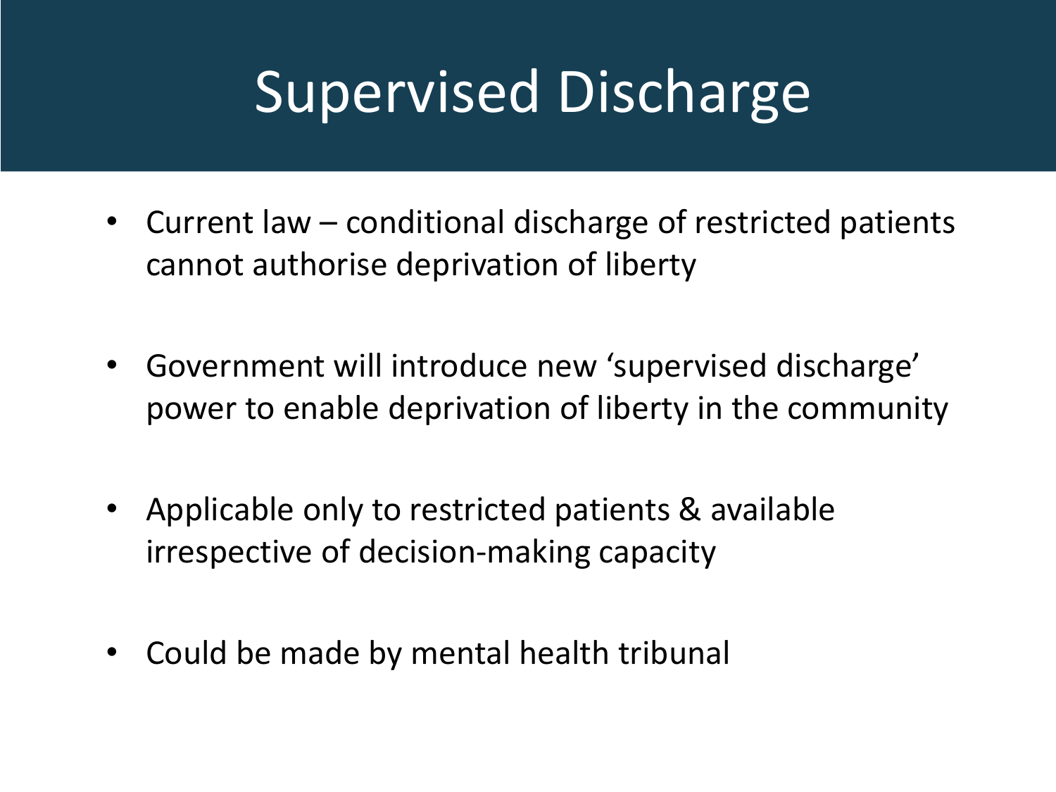# Supervised Discharge

- Current law – conditional discharge of restricted patients cannot authorise deprivation of liberty
- Government will introduce new ‘supervised discharge’ power to enable deprivation of liberty in the community
- Applicable only to restricted patients & available irrespective of decision-making capacity
- Could be made by mental health tribunal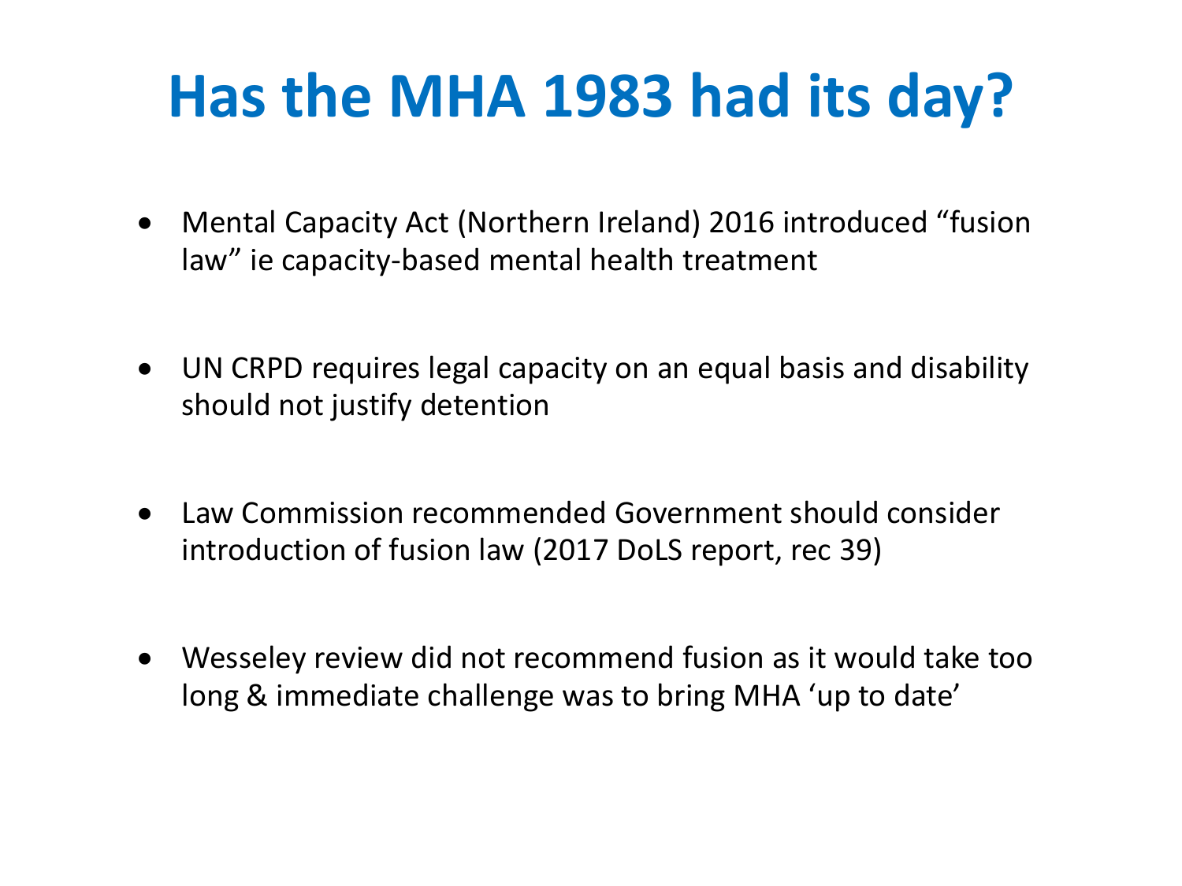# Has the MHA 1983 had its day?

- Mental Capacity Act (Northern Ireland) 2016 introduced "fusion law" ie capacity-based mental health treatment
- UN CRPD requires legal capacity on an equal basis and disability should not justify detention
- Law Commission recommended Government should consider introduction of fusion law (2017 DoLS report, rec 39)
- Wesseley review did not recommend fusion as it would take too long & immediate challenge was to bring MHA 'up to date'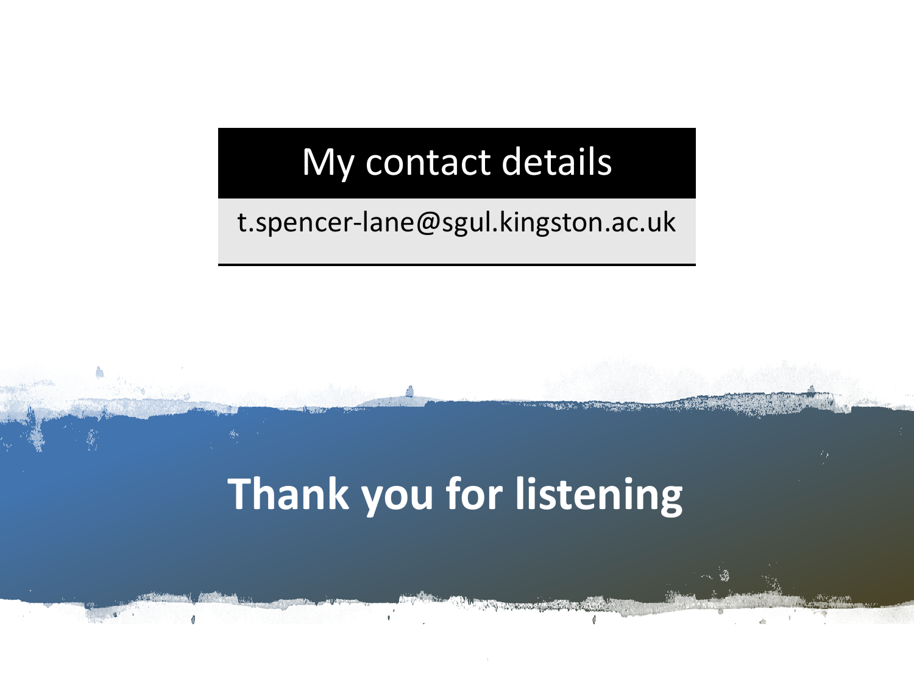## My contact details

t.spencer-lane@sgul.kingston.ac.uk

# Thank you for listening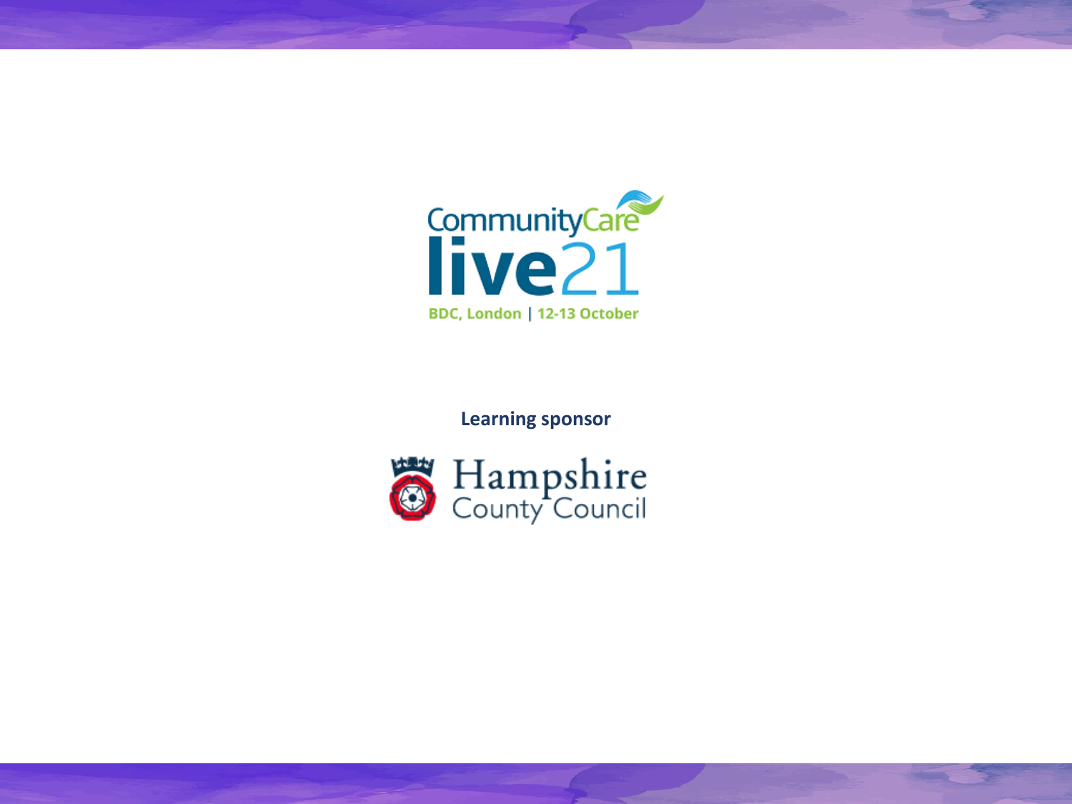CommunityCare

live21

BDC, London | 12-13 October

**Learning sponsor**

Hampshire County Council